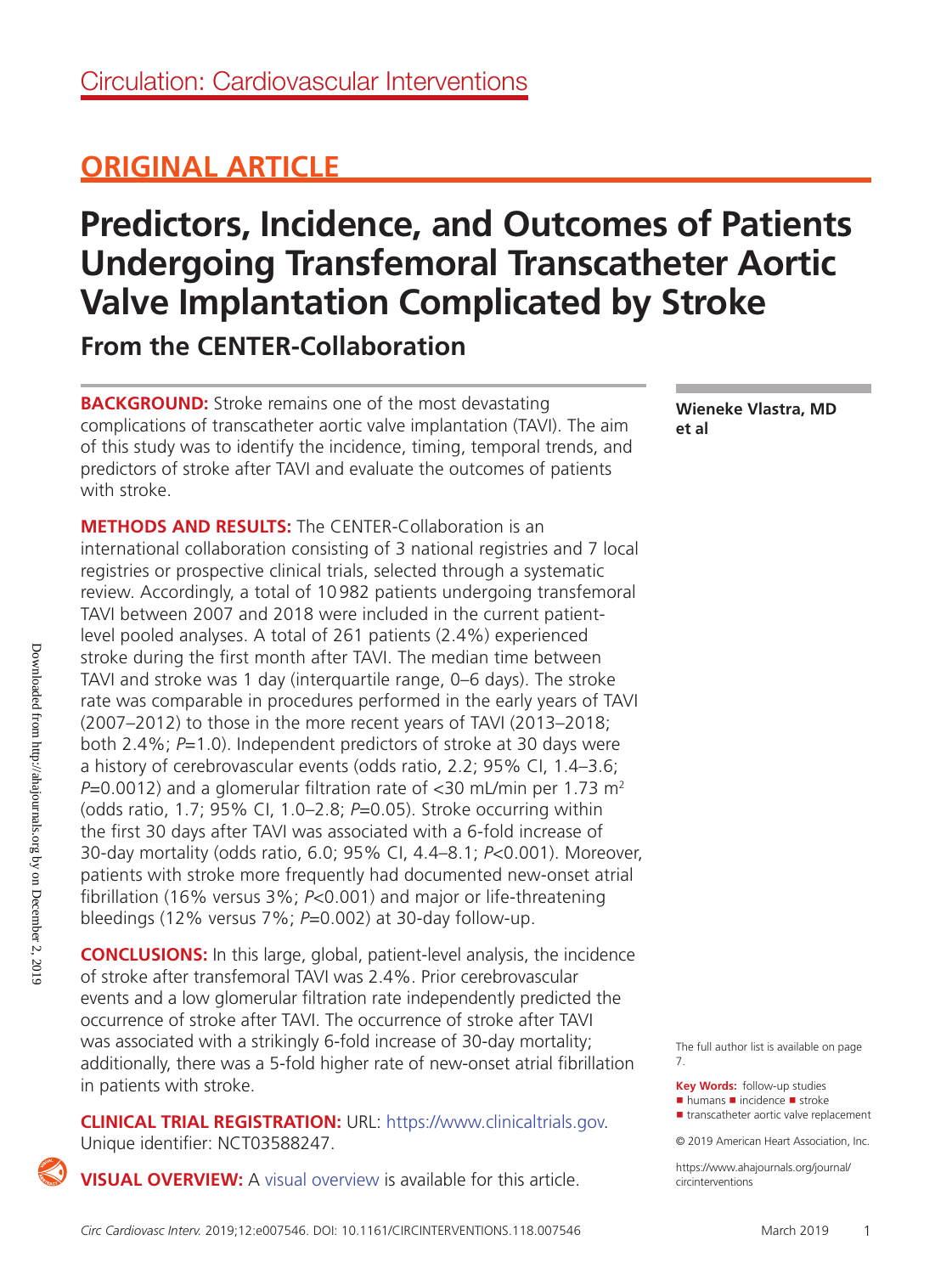Circulation: Cardiovascular Interventions

## ORIGINAL ARTICLE

# Predictors, Incidence, and Outcomes of Patients Undergoing Transfemoral Transcatheter Aortic Valve Implantation Complicated by Stroke

## From the CENTER-Collaboration

**Wieneke Vlastra, MD et al**

**BACKGROUND:** Stroke remains one of the most devastating complications of transcatheter aortic valve implantation (TAVI). The aim of this study was to identify the incidence, timing, temporal trends, and predictors of stroke after TAVI and evaluate the outcomes of patients with stroke.

**METHODS AND RESULTS:** The CENTER-Collaboration is an international collaboration consisting of 3 national registries and 7 local registries or prospective clinical trials, selected through a systematic review. Accordingly, a total of 10 982 patients undergoing transfemoral TAVI between 2007 and 2018 were included in the current patient-level pooled analyses. A total of 261 patients (2.4%) experienced stroke during the first month after TAVI. The median time between TAVI and stroke was 1 day (interquartile range, 0–6 days). The stroke rate was comparable in procedures performed in the early years of TAVI (2007–2012) to those in the more recent years of TAVI (2013–2018; both 2.4%; *P*=1.0). Independent predictors of stroke at 30 days were a history of cerebrovascular events (odds ratio, 2.2; 95% CI, 1.4–3.6; *P*=0.0012) and a glomerular filtration rate of <30 mL/min per 1.73 $m^2$ (odds ratio, 1.7; 95% CI, 1.0–2.8; *P*=0.05). Stroke occurring within the first 30 days after TAVI was associated with a 6-fold increase of 30-day mortality (odds ratio, 6.0; 95% CI, 4.4–8.1; *P*<0.001). Moreover, patients with stroke more frequently had documented new-onset atrial fibrillation (16% versus 3%; *P*<0.001) and major or life-threatening bleedings (12% versus 7%; *P*=0.002) at 30-day follow-up.

**CONCLUSIONS:** In this large, global, patient-level analysis, the incidence of stroke after transfemoral TAVI was 2.4%. Prior cerebrovascular events and a low glomerular filtration rate independently predicted the occurrence of stroke after TAVI. The occurrence of stroke after TAVI was associated with a strikingly 6-fold increase of 30-day mortality; additionally, there was a 5-fold higher rate of new-onset atrial fibrillation in patients with stroke.

**CLINICAL TRIAL REGISTRATION:** URL: https://www.clinicaltrials.gov. Unique identifier: NCT03588247.

**VISUAL OVERVIEW:** A visual overview is available for this article.

The full author list is available on page 7.

**Key Words:** follow-up studies ■ humans ■ incidence ■ stroke ■ transcatheter aortic valve replacement

© 2019 American Heart Association, Inc.

https://www.ahajournals.org/journal/circinterventions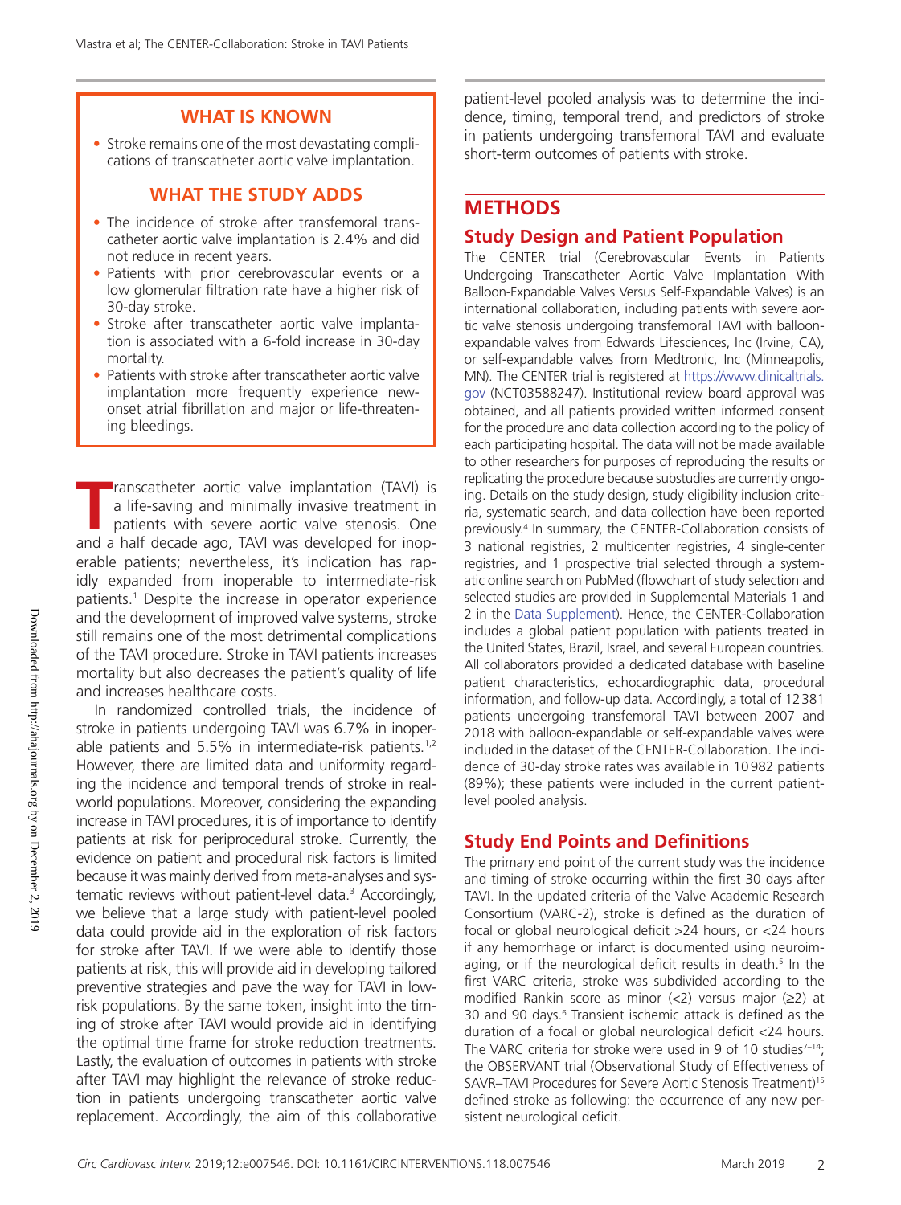## WHAT IS KNOWN

- Stroke remains one of the most devastating complications of transcatheter aortic valve implantation.

## WHAT THE STUDY ADDS

- The incidence of stroke after transfemoral transcatheter aortic valve implantation is 2.4% and did not reduce in recent years.
- Patients with prior cerebrovascular events or a low glomerular filtration rate have a higher risk of 30-day stroke.
- Stroke after transcatheter aortic valve implantation is associated with a 6-fold increase in 30-day mortality.
- Patients with stroke after transcatheter aortic valve implantation more frequently experience new-onset atrial fibrillation and major or life-threatening bleedings.

Transcatheter aortic valve implantation (TAVI) is a life-saving and minimally invasive treatment in patients with severe aortic valve stenosis. One and a half decade ago, TAVI was developed for inoperable patients; nevertheless, it's indication has rapidly expanded from inoperable to intermediate-risk patients.[1] Despite the increase in operator experience and the development of improved valve systems, stroke still remains one of the most detrimental complications of the TAVI procedure. Stroke in TAVI patients increases mortality but also decreases the patient's quality of life and increases healthcare costs.

In randomized controlled trials, the incidence of stroke in patients undergoing TAVI was 6.7% in inoperable patients and 5.5% in intermediate-risk patients.[1,2] However, there are limited data and uniformity regarding the incidence and temporal trends of stroke in real-world populations. Moreover, considering the expanding increase in TAVI procedures, it is of importance to identify patients at risk for periprocedural stroke. Currently, the evidence on patient and procedural risk factors is limited because it was mainly derived from meta-analyses and systematic reviews without patient-level data.[3] Accordingly, we believe that a large study with patient-level pooled data could provide aid in the exploration of risk factors for stroke after TAVI. If we were able to identify those patients at risk, this will provide aid in developing tailored preventive strategies and pave the way for TAVI in low-risk populations. By the same token, insight into the timing of stroke after TAVI would provide aid in identifying the optimal time frame for stroke reduction treatments. Lastly, the evaluation of outcomes in patients with stroke after TAVI may highlight the relevance of stroke reduction in patients undergoing transcatheter aortic valve replacement. Accordingly, the aim of this collaborative patient-level pooled analysis was to determine the incidence, timing, temporal trend, and predictors of stroke in patients undergoing transfemoral TAVI and evaluate short-term outcomes of patients with stroke.

## METHODS

### Study Design and Patient Population

The CENTER trial (Cerebrovascular Events in Patients Undergoing Transcatheter Aortic Valve Implantation With Balloon-Expandable Valves Versus Self-Expandable Valves) is an international collaboration, including patients with severe aortic valve stenosis undergoing transfemoral TAVI with balloon-expandable valves from Edwards Lifesciences, Inc (Irvine, CA), or self-expandable valves from Medtronic, Inc (Minneapolis, MN). The CENTER trial is registered at https://www.clinicaltrials.gov (NCT03588247). Institutional review board approval was obtained, and all patients provided written informed consent for the procedure and data collection according to the policy of each participating hospital. The data will not be made available to other researchers for purposes of reproducing the results or replicating the procedure because substudies are currently ongoing. Details on the study design, study eligibility inclusion criteria, systematic search, and data collection have been reported previously.[4] In summary, the CENTER-Collaboration consists of 3 national registries, 2 multicenter registries, 4 single-center registries, and 1 prospective trial selected through a systematic online search on PubMed (flowchart of study selection and selected studies are provided in Supplemental Materials 1 and 2 in the Data Supplement). Hence, the CENTER-Collaboration includes a global patient population with patients treated in the United States, Brazil, Israel, and several European countries. All collaborators provided a dedicated database with baseline patient characteristics, echocardiographic data, procedural information, and follow-up data. Accordingly, a total of 12 381 patients undergoing transfemoral TAVI between 2007 and 2018 with balloon-expandable or self-expandable valves were included in the dataset of the CENTER-Collaboration. The incidence of 30-day stroke rates was available in 10 982 patients (89%); these patients were included in the current patient-level pooled analysis.

### Study End Points and Definitions

The primary end point of the current study was the incidence and timing of stroke occurring within the first 30 days after TAVI. In the updated criteria of the Valve Academic Research Consortium (VARC-2), stroke is defined as the duration of focal or global neurological deficit >24 hours, or <24 hours if any hemorrhage or infarct is documented using neuroimaging, or if the neurological deficit results in death.[5] In the first VARC criteria, stroke was subdivided according to the modified Rankin score as minor (<2) versus major (≥2) at 30 and 90 days.[6] Transient ischemic attack is defined as the duration of a focal or global neurological deficit <24 hours. The VARC criteria for stroke were used in 9 of 10 studies[7–14]; the OBSERVANT trial (Observational Study of Effectiveness of SAVR–TAVI Procedures for Severe Aortic Stenosis Treatment)[15] defined stroke as following: the occurrence of any new persistent neurological deficit.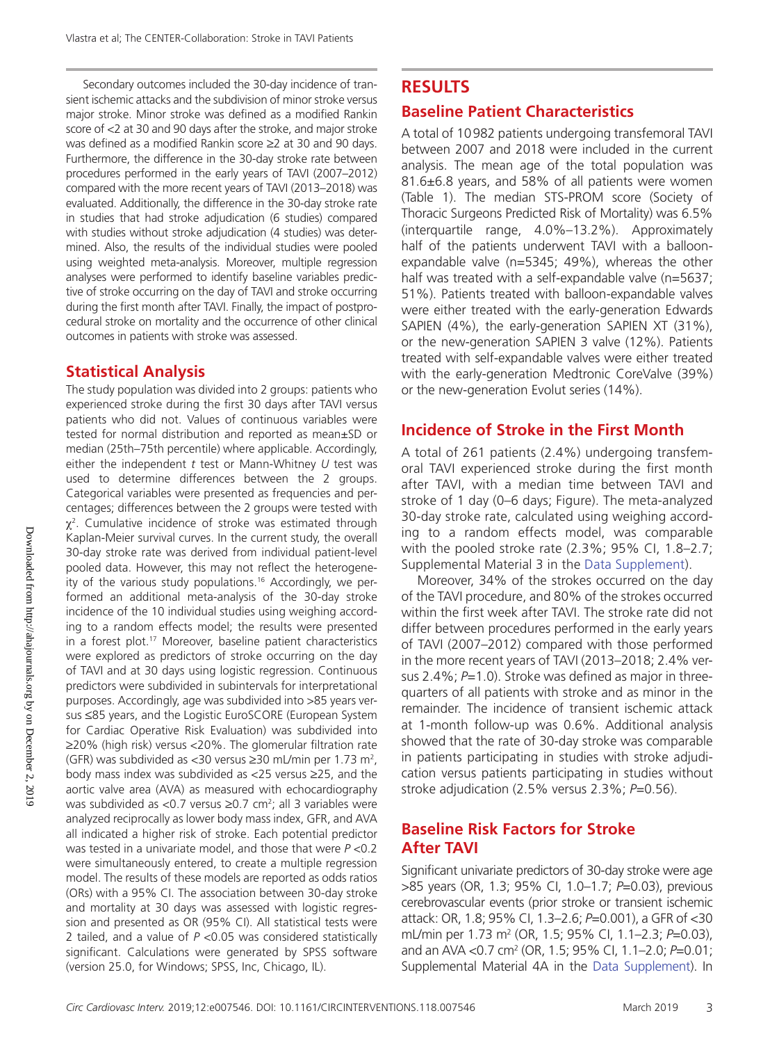Secondary outcomes included the 30-day incidence of transient ischemic attacks and the subdivision of minor stroke versus major stroke. Minor stroke was defined as a modified Rankin score of <2 at 30 and 90 days after the stroke, and major stroke was defined as a modified Rankin score ≥2 at 30 and 90 days. Furthermore, the difference in the 30-day stroke rate between procedures performed in the early years of TAVI (2007–2012) compared with the more recent years of TAVI (2013–2018) was evaluated. Additionally, the difference in the 30-day stroke rate in studies that had stroke adjudication (6 studies) compared with studies without stroke adjudication (4 studies) was determined. Also, the results of the individual studies were pooled using weighted meta-analysis. Moreover, multiple regression analyses were performed to identify baseline variables predictive of stroke occurring on the day of TAVI and stroke occurring during the first month after TAVI. Finally, the impact of postprocedural stroke on mortality and the occurrence of other clinical outcomes in patients with stroke was assessed.

## Statistical Analysis

The study population was divided into 2 groups: patients who experienced stroke during the first 30 days after TAVI versus patients who did not. Values of continuous variables were tested for normal distribution and reported as mean±SD or median (25th–75th percentile) where applicable. Accordingly, either the independent *t* test or Mann-Whitney *U* test was used to determine differences between the 2 groups. Categorical variables were presented as frequencies and percentages; differences between the 2 groups were tested with $\chi^2$. Cumulative incidence of stroke was estimated through Kaplan-Meier survival curves. In the current study, the overall 30-day stroke rate was derived from individual patient-level pooled data. However, this may not reflect the heterogeneity of the various study populations.[16] Accordingly, we performed an additional meta-analysis of the 30-day stroke incidence of the 10 individual studies using weighing according to a random effects model; the results were presented in a forest plot.[17] Moreover, baseline patient characteristics were explored as predictors of stroke occurring on the day of TAVI and at 30 days using logistic regression. Continuous predictors were subdivided in subintervals for interpretational purposes. Accordingly, age was subdivided into >85 years versus ≤85 years, and the Logistic EuroSCORE (European System for Cardiac Operative Risk Evaluation) was subdivided into ≥20% (high risk) versus <20%. The glomerular filtration rate (GFR) was subdivided as <30 versus ≥30 mL/min per 1.73 m$^2$, body mass index was subdivided as <25 versus ≥25, and the aortic valve area (AVA) as measured with echocardiography was subdivided as <0.7 versus ≥0.7 cm$^2$; all 3 variables were analyzed reciprocally as lower body mass index, GFR, and AVA all indicated a higher risk of stroke. Each potential predictor was tested in a univariate model, and those that were $P$ <0.2 were simultaneously entered, to create a multiple regression model. The results of these models are reported as odds ratios (ORs) with a 95% CI. The association between 30-day stroke and mortality at 30 days was assessed with logistic regression and presented as OR (95% CI). All statistical tests were 2 tailed, and a value of $P$ <0.05 was considered statistically significant. Calculations were generated by SPSS software (version 25.0, for Windows; SPSS, Inc, Chicago, IL).

# RESULTS

## Baseline Patient Characteristics

A total of 10 982 patients undergoing transfemoral TAVI between 2007 and 2018 were included in the current analysis. The mean age of the total population was 81.6±6.8 years, and 58% of all patients were women (Table 1). The median STS-PROM score (Society of Thoracic Surgeons Predicted Risk of Mortality) was 6.5% (interquartile range, 4.0%–13.2%). Approximately half of the patients underwent TAVI with a balloon-expandable valve (n=5345; 49%), whereas the other half was treated with a self-expandable valve (n=5637; 51%). Patients treated with balloon-expandable valves were either treated with the early-generation Edwards SAPIEN (4%), the early-generation SAPIEN XT (31%), or the new-generation SAPIEN 3 valve (12%). Patients treated with self-expandable valves were either treated with the early-generation Medtronic CoreValve (39%) or the new-generation Evolut series (14%).

## Incidence of Stroke in the First Month

A total of 261 patients (2.4%) undergoing transfemoral TAVI experienced stroke during the first month after TAVI, with a median time between TAVI and stroke of 1 day (0–6 days; Figure). The meta-analyzed 30-day stroke rate, calculated using weighing according to a random effects model, was comparable with the pooled stroke rate (2.3%; 95% CI, 1.8–2.7; Supplemental Material 3 in the Data Supplement).

Moreover, 34% of the strokes occurred on the day of the TAVI procedure, and 80% of the strokes occurred within the first week after TAVI. The stroke rate did not differ between procedures performed in the early years of TAVI (2007–2012) compared with those performed in the more recent years of TAVI (2013–2018; 2.4% versus 2.4%; $P$=1.0). Stroke was defined as major in three-quarters of all patients with stroke and as minor in the remainder. The incidence of transient ischemic attack at 1-month follow-up was 0.6%. Additional analysis showed that the rate of 30-day stroke was comparable in patients participating in studies with stroke adjudication versus patients participating in studies without stroke adjudication (2.5% versus 2.3%; $P$=0.56).

## Baseline Risk Factors for Stroke After TAVI

Significant univariate predictors of 30-day stroke were age >85 years (OR, 1.3; 95% CI, 1.0–1.7; $P$=0.03), previous cerebrovascular events (prior stroke or transient ischemic attack: OR, 1.8; 95% CI, 1.3–2.6; $P$=0.001), a GFR of <30 mL/min per 1.73 m$^2$ (OR, 1.5; 95% CI, 1.1–2.3; $P$=0.03), and an AVA <0.7 cm$^2$ (OR, 1.5; 95% CI, 1.1–2.0; $P$=0.01; Supplemental Material 4A in the Data Supplement). In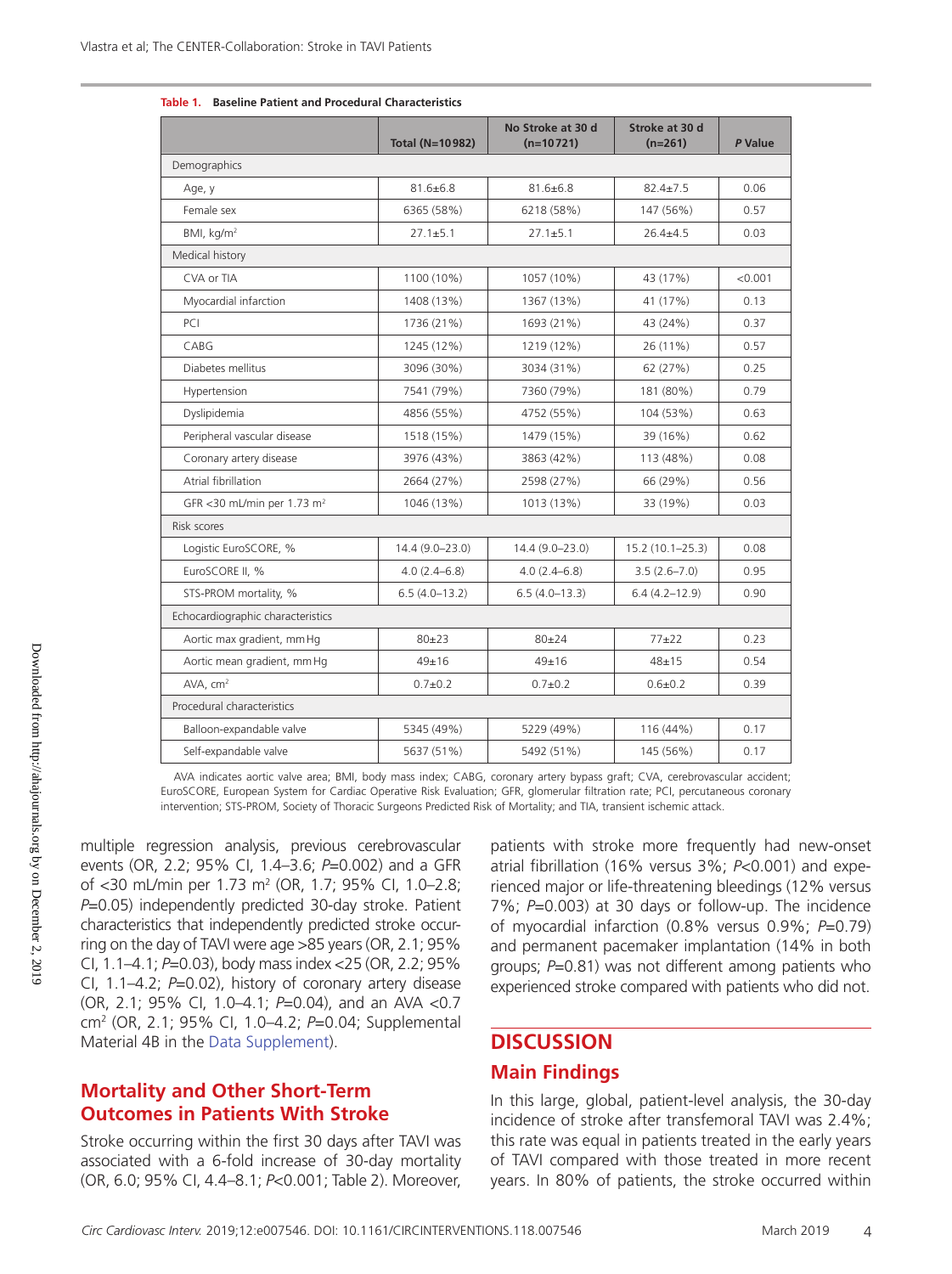**Table 1. Baseline Patient and Procedural Characteristics**

| | Total (N=10982) | No Stroke at 30 d (n=10721) | Stroke at 30 d (n=261) | *P* Value |
|---|---|---|---|---|
| Demographics | | | | |
| Age, y | 81.6±6.8 | 81.6±6.8 | 82.4±7.5 | 0.06 |
| Female sex | 6365 (58%) | 6218 (58%) | 147 (56%) | 0.57 |
| BMI, kg/m² | 27.1±5.1 | 27.1±5.1 | 26.4±4.5 | 0.03 |
| Medical history | | | | |
| CVA or TIA | 1100 (10%) | 1057 (10%) | 43 (17%) | <0.001 |
| Myocardial infarction | 1408 (13%) | 1367 (13%) | 41 (17%) | 0.13 |
| PCI | 1736 (21%) | 1693 (21%) | 43 (24%) | 0.37 |
| CABG | 1245 (12%) | 1219 (12%) | 26 (11%) | 0.57 |
| Diabetes mellitus | 3096 (30%) | 3034 (31%) | 62 (27%) | 0.25 |
| Hypertension | 7541 (79%) | 7360 (79%) | 181 (80%) | 0.79 |
| Dyslipidemia | 4856 (55%) | 4752 (55%) | 104 (53%) | 0.63 |
| Peripheral vascular disease | 1518 (15%) | 1479 (15%) | 39 (16%) | 0.62 |
| Coronary artery disease | 3976 (43%) | 3863 (42%) | 113 (48%) | 0.08 |
| Atrial fibrillation | 2664 (27%) | 2598 (27%) | 66 (29%) | 0.56 |
| GFR <30 mL/min per 1.73 m² | 1046 (13%) | 1013 (13%) | 33 (19%) | 0.03 |
| Risk scores | | | | |
| Logistic EuroSCORE, % | 14.4 (9.0–23.0) | 14.4 (9.0–23.0) | 15.2 (10.1–25.3) | 0.08 |
| EuroSCORE II, % | 4.0 (2.4–6.8) | 4.0 (2.4–6.8) | 3.5 (2.6–7.0) | 0.95 |
| STS-PROM mortality, % | 6.5 (4.0–13.2) | 6.5 (4.0–13.3) | 6.4 (4.2–12.9) | 0.90 |
| Echocardiographic characteristics | | | | |
| Aortic max gradient, mm Hg | 80±23 | 80±24 | 77±22 | 0.23 |
| Aortic mean gradient, mm Hg | 49±16 | 49±16 | 48±15 | 0.54 |
| AVA, cm² | 0.7±0.2 | 0.7±0.2 | 0.6±0.2 | 0.39 |
| Procedural characteristics | | | | |
| Balloon-expandable valve | 5345 (49%) | 5229 (49%) | 116 (44%) | 0.17 |
| Self-expandable valve | 5637 (51%) | 5492 (51%) | 145 (56%) | 0.17 |

AVA indicates aortic valve area; BMI, body mass index; CABG, coronary artery bypass graft; CVA, cerebrovascular accident; EuroSCORE, European System for Cardiac Operative Risk Evaluation; GFR, glomerular filtration rate; PCI, percutaneous coronary intervention; STS-PROM, Society of Thoracic Surgeons Predicted Risk of Mortality; and TIA, transient ischemic attack.

multiple regression analysis, previous cerebrovascular events (OR, 2.2; 95% CI, 1.4–3.6; *P*=0.002) and a GFR of <30 mL/min per 1.73 m² (OR, 1.7; 95% CI, 1.0–2.8; *P*=0.05) independently predicted 30-day stroke. Patient characteristics that independently predicted stroke occurring on the day of TAVI were age >85 years (OR, 2.1; 95% CI, 1.1–4.1; *P*=0.03), body mass index <25 (OR, 2.2; 95% CI, 1.1–4.2; *P*=0.02), history of coronary artery disease (OR, 2.1; 95% CI, 1.0–4.1; *P*=0.04), and an AVA <0.7 cm² (OR, 2.1; 95% CI, 1.0–4.2; *P*=0.04; Supplemental Material 4B in the Data Supplement).

### Mortality and Other Short-Term Outcomes in Patients With Stroke

Stroke occurring within the first 30 days after TAVI was associated with a 6-fold increase of 30-day mortality (OR, 6.0; 95% CI, 4.4–8.1; *P*<0.001; Table 2). Moreover, patients with stroke more frequently had new-onset atrial fibrillation (16% versus 3%; *P*<0.001) and experienced major or life-threatening bleedings (12% versus 7%; *P*=0.003) at 30 days or follow-up. The incidence of myocardial infarction (0.8% versus 0.9%; *P*=0.79) and permanent pacemaker implantation (14% in both groups; *P*=0.81) was not different among patients who experienced stroke compared with patients who did not.

## DISCUSSION

### Main Findings

In this large, global, patient-level analysis, the 30-day incidence of stroke after transfemoral TAVI was 2.4%; this rate was equal in patients treated in the early years of TAVI compared with those treated in more recent years. In 80% of patients, the stroke occurred within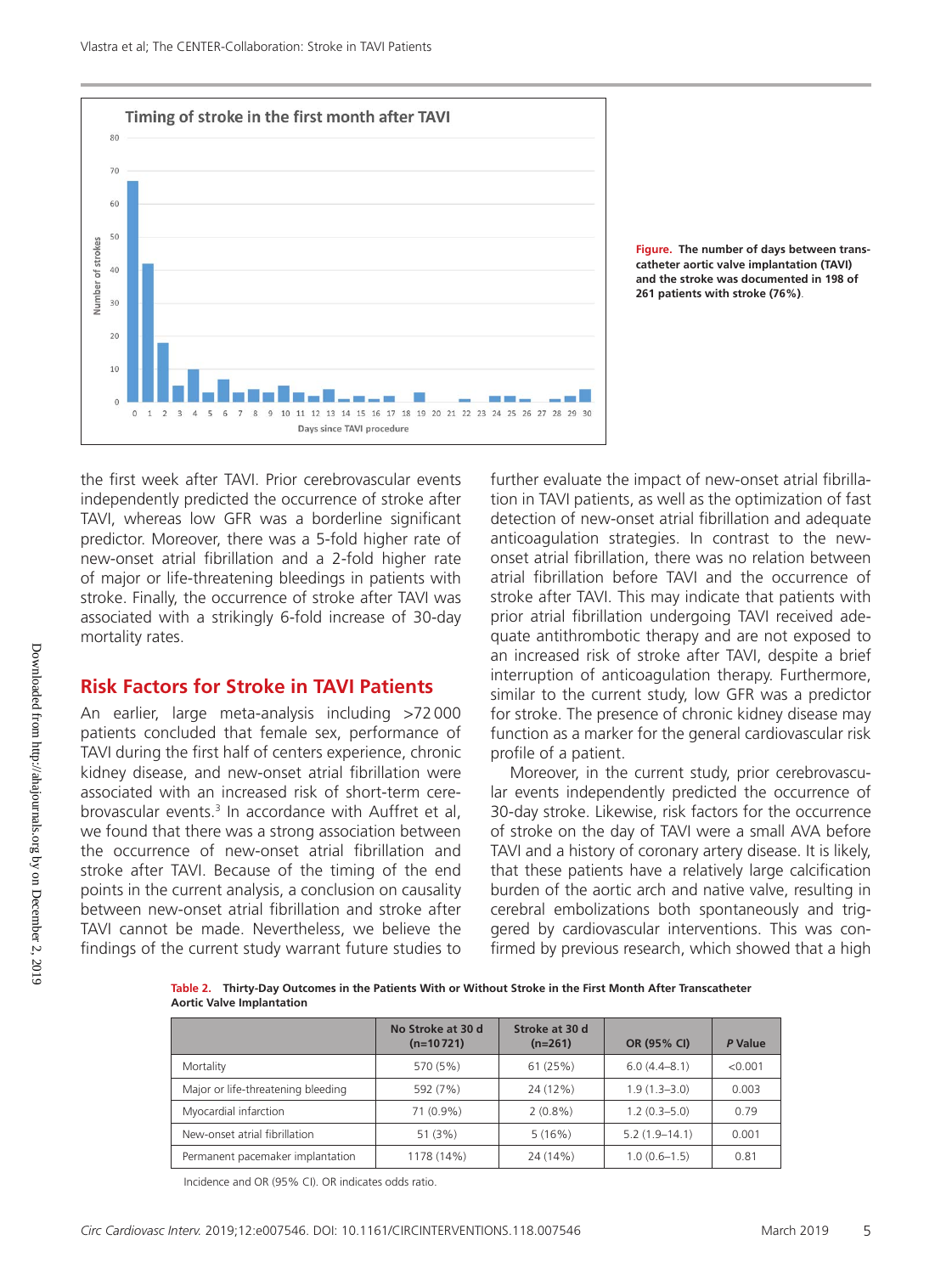Figure. The number of days between transcatheter aortic valve implantation (TAVI) and the stroke was documented in 198 of 261 patients with stroke (76%).

the first week after TAVI. Prior cerebrovascular events independently predicted the occurrence of stroke after TAVI, whereas low GFR was a borderline significant predictor. Moreover, there was a 5-fold higher rate of new-onset atrial fibrillation and a 2-fold higher rate of major or life-threatening bleedings in patients with stroke. Finally, the occurrence of stroke after TAVI was associated with a strikingly 6-fold increase of 30-day mortality rates.

## Risk Factors for Stroke in TAVI Patients

An earlier, large meta-analysis including >72 000 patients concluded that female sex, performance of TAVI during the first half of centers experience, chronic kidney disease, and new-onset atrial fibrillation were associated with an increased risk of short-term cerebrovascular events.[3] In accordance with Auffret et al, we found that there was a strong association between the occurrence of new-onset atrial fibrillation and stroke after TAVI. Because of the timing of the end points in the current analysis, a conclusion on causality between new-onset atrial fibrillation and stroke after TAVI cannot be made. Nevertheless, we believe the findings of the current study warrant future studies to further evaluate the impact of new-onset atrial fibrillation in TAVI patients, as well as the optimization of fast detection of new-onset atrial fibrillation and adequate anticoagulation strategies. In contrast to the new-onset atrial fibrillation, there was no relation between atrial fibrillation before TAVI and the occurrence of stroke after TAVI. This may indicate that patients with prior atrial fibrillation undergoing TAVI received adequate antithrombotic therapy and are not exposed to an increased risk of stroke after TAVI, despite a brief interruption of anticoagulation therapy. Furthermore, similar to the current study, low GFR was a predictor for stroke. The presence of chronic kidney disease may function as a marker for the general cardiovascular risk profile of a patient.

Moreover, in the current study, prior cerebrovascular events independently predicted the occurrence of 30-day stroke. Likewise, risk factors for the occurrence of stroke on the day of TAVI were a small AVA before TAVI and a history of coronary artery disease. It is likely, that these patients have a relatively large calcification burden of the aortic arch and native valve, resulting in cerebral embolizations both spontaneously and triggered by cardiovascular interventions. This was confirmed by previous research, which showed that a high

**Table 2. Thirty-Day Outcomes in the Patients With or Without Stroke in the First Month After Transcatheter Aortic Valve Implantation**

| | No Stroke at 30 d (n=10 721) | Stroke at 30 d (n=261) | OR (95% CI) | *P* Value |
|---|---|---|---|---|
| Mortality | 570 (5%) | 61 (25%) | 6.0 (4.4–8.1) | <0.001 |
| Major or life-threatening bleeding | 592 (7%) | 24 (12%) | 1.9 (1.3–3.0) | 0.003 |
| Myocardial infarction | 71 (0.9%) | 2 (0.8%) | 1.2 (0.3–5.0) | 0.79 |
| New-onset atrial fibrillation | 51 (3%) | 5 (16%) | 5.2 (1.9–14.1) | 0.001 |
| Permanent pacemaker implantation | 1178 (14%) | 24 (14%) | 1.0 (0.6–1.5) | 0.81 |

Incidence and OR (95% CI). OR indicates odds ratio.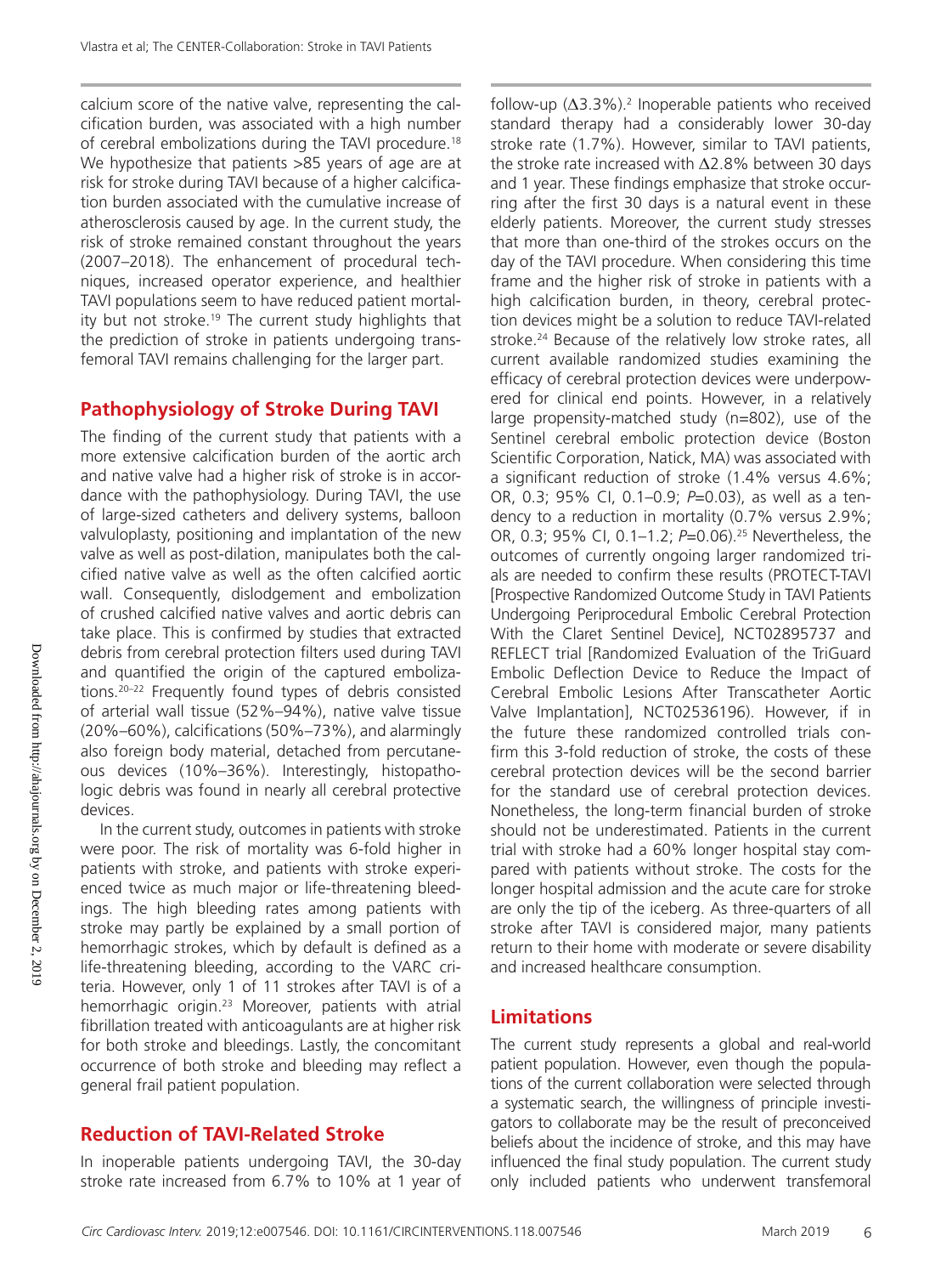calcium score of the native valve, representing the calcification burden, was associated with a high number of cerebral embolizations during the TAVI procedure.[18] We hypothesize that patients >85 years of age are at risk for stroke during TAVI because of a higher calcification burden associated with the cumulative increase of atherosclerosis caused by age. In the current study, the risk of stroke remained constant throughout the years (2007–2018). The enhancement of procedural techniques, increased operator experience, and healthier TAVI populations seem to have reduced patient mortality but not stroke.[19] The current study highlights that the prediction of stroke in patients undergoing transfemoral TAVI remains challenging for the larger part.

## Pathophysiology of Stroke During TAVI

The finding of the current study that patients with a more extensive calcification burden of the aortic arch and native valve had a higher risk of stroke is in accordance with the pathophysiology. During TAVI, the use of large-sized catheters and delivery systems, balloon valvuloplasty, positioning and implantation of the new valve as well as post-dilation, manipulates both the calcified native valve as well as the often calcified aortic wall. Consequently, dislodgement and embolization of crushed calcified native valves and aortic debris can take place. This is confirmed by studies that extracted debris from cerebral protection filters used during TAVI and quantified the origin of the captured embolizations.[20–22] Frequently found types of debris consisted of arterial wall tissue (52%–94%), native valve tissue (20%–60%), calcifications (50%–73%), and alarmingly also foreign body material, detached from percutaneous devices (10%–36%). Interestingly, histopathologic debris was found in nearly all cerebral protective devices.

In the current study, outcomes in patients with stroke were poor. The risk of mortality was 6-fold higher in patients with stroke, and patients with stroke experienced twice as much major or life-threatening bleedings. The high bleeding rates among patients with stroke may partly be explained by a small portion of hemorrhagic strokes, which by default is defined as a life-threatening bleeding, according to the VARC criteria. However, only 1 of 11 strokes after TAVI is of a hemorrhagic origin.[23] Moreover, patients with atrial fibrillation treated with anticoagulants are at higher risk for both stroke and bleedings. Lastly, the concomitant occurrence of both stroke and bleeding may reflect a general frail patient population.

## Reduction of TAVI-Related Stroke

In inoperable patients undergoing TAVI, the 30-day stroke rate increased from 6.7% to 10% at 1 year of follow-up (Δ3.3%).[2] Inoperable patients who received standard therapy had a considerably lower 30-day stroke rate (1.7%). However, similar to TAVI patients, the stroke rate increased with Δ2.8% between 30 days and 1 year. These findings emphasize that stroke occurring after the first 30 days is a natural event in these elderly patients. Moreover, the current study stresses that more than one-third of the strokes occurs on the day of the TAVI procedure. When considering this time frame and the higher risk of stroke in patients with a high calcification burden, in theory, cerebral protection devices might be a solution to reduce TAVI-related stroke.[24] Because of the relatively low stroke rates, all current available randomized studies examining the efficacy of cerebral protection devices were underpowered for clinical end points. However, in a relatively large propensity-matched study (n=802), use of the Sentinel cerebral embolic protection device (Boston Scientific Corporation, Natick, MA) was associated with a significant reduction of stroke (1.4% versus 4.6%; OR, 0.3; 95% CI, 0.1–0.9; *P*=0.03), as well as a tendency to a reduction in mortality (0.7% versus 2.9%; OR, 0.3; 95% CI, 0.1–1.2; *P*=0.06).[25] Nevertheless, the outcomes of currently ongoing larger randomized trials are needed to confirm these results (PROTECT-TAVI [Prospective Randomized Outcome Study in TAVI Patients Undergoing Periprocedural Embolic Cerebral Protection With the Claret Sentinel Device], NCT02895737 and REFLECT trial [Randomized Evaluation of the TriGuard Embolic Deflection Device to Reduce the Impact of Cerebral Embolic Lesions After Transcatheter Aortic Valve Implantation], NCT02536196). However, if in the future these randomized controlled trials confirm this 3-fold reduction of stroke, the costs of these cerebral protection devices will be the second barrier for the standard use of cerebral protection devices. Nonetheless, the long-term financial burden of stroke should not be underestimated. Patients in the current trial with stroke had a 60% longer hospital stay compared with patients without stroke. The costs for the longer hospital admission and the acute care for stroke are only the tip of the iceberg. As three-quarters of all stroke after TAVI is considered major, many patients return to their home with moderate or severe disability and increased healthcare consumption.

## Limitations

The current study represents a global and real-world patient population. However, even though the populations of the current collaboration were selected through a systematic search, the willingness of principle investigators to collaborate may be the result of preconceived beliefs about the incidence of stroke, and this may have influenced the final study population. The current study only included patients who underwent transfemoral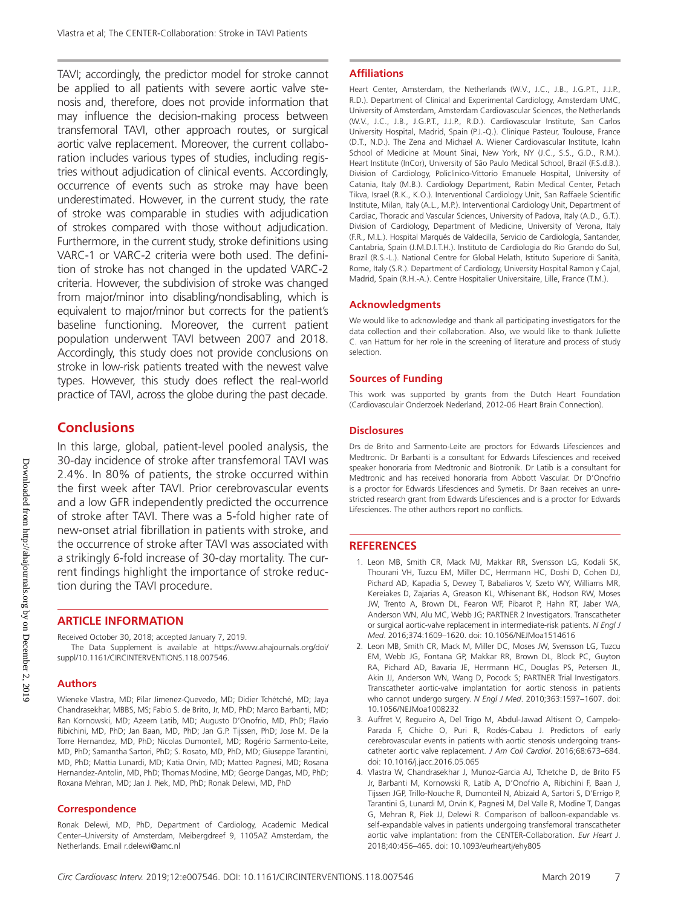TAVI; accordingly, the predictor model for stroke cannot be applied to all patients with severe aortic valve stenosis and, therefore, does not provide information that may influence the decision-making process between transfemoral TAVI, other approach routes, or surgical aortic valve replacement. Moreover, the current collaboration includes various types of studies, including registries without adjudication of clinical events. Accordingly, occurrence of events such as stroke may have been underestimated. However, in the current study, the rate of stroke was comparable in studies with adjudication of strokes compared with those without adjudication. Furthermore, in the current study, stroke definitions using VARC-1 or VARC-2 criteria were both used. The definition of stroke has not changed in the updated VARC-2 criteria. However, the subdivision of stroke was changed from major/minor into disabling/nondisabling, which is equivalent to major/minor but corrects for the patient's baseline functioning. Moreover, the current patient population underwent TAVI between 2007 and 2018. Accordingly, this study does not provide conclusions on stroke in low-risk patients treated with the newest valve types. However, this study does reflect the real-world practice of TAVI, across the globe during the past decade.

## Conclusions

In this large, global, patient-level pooled analysis, the 30-day incidence of stroke after transfemoral TAVI was 2.4%. In 80% of patients, the stroke occurred within the first week after TAVI. Prior cerebrovascular events and a low GFR independently predicted the occurrence of stroke after TAVI. There was a 5-fold higher rate of new-onset atrial fibrillation in patients with stroke, and the occurrence of stroke after TAVI was associated with a strikingly 6-fold increase of 30-day mortality. The current findings highlight the importance of stroke reduction during the TAVI procedure.

## ARTICLE INFORMATION

Received October 30, 2018; accepted January 7, 2019.

The Data Supplement is available at https://www.ahajournals.org/doi/suppl/10.1161/CIRCINTERVENTIONS.118.007546.

### Authors

Wieneke Vlastra, MD; Pilar Jimenez-Quevedo, MD; Didier Tchétché, MD; Jaya Chandrasekhar, MBBS, MS; Fabio S. de Brito, Jr, MD, PhD; Marco Barbanti, MD; Ran Kornowski, MD; Azeem Latib, MD; Augusto D'Onofrio, MD, PhD; Flavio Ribichini, MD, PhD; Jan Baan, MD, PhD; Jan G.P. Tijssen, PhD; Jose M. De la Torre Hernandez, MD, PhD; Nicolas Dumonteil, MD; Rogério Sarmento-Leite, MD, PhD; Samantha Sartori, PhD; S. Rosato, MD, PhD, MD; Giuseppe Tarantini, MD, PhD; Mattia Lunardi, MD; Katia Orvin, MD; Matteo Pagnesi, MD; Rosana Hernandez-Antolin, MD, PhD; Thomas Modine, MD; George Dangas, MD, PhD; Roxana Mehran, MD; Jan J. Piek, MD, PhD; Ronak Delewi, MD, PhD

### Correspondence

Ronak Delewi, MD, PhD, Department of Cardiology, Academic Medical Center–University of Amsterdam, Meibergdreef 9, 1105AZ Amsterdam, the Netherlands. Email r.delewi@amc.nl

### Affiliations

Heart Center, Amsterdam, the Netherlands (W.V., J.C., J.B., J.G.P.T., J.J.P., R.D.). Department of Clinical and Experimental Cardiology, Amsterdam UMC, University of Amsterdam, Amsterdam Cardiovascular Sciences, the Netherlands (W.V., J.C., J.B., J.G.P.T., J.J.P., R.D.). Cardiovascular Institute, San Carlos University Hospital, Madrid, Spain (P.J.-Q.). Clinique Pasteur, Toulouse, France (D.T., N.D.). The Zena and Michael A. Wiener Cardiovascular Institute, Icahn School of Medicine at Mount Sinai, New York, NY (J.C., S.S., G.D., R.M.). Heart Institute (InCor), University of São Paulo Medical School, Brazil (F.S.d.B.). Division of Cardiology, Policlinico-Vittorio Emanuele Hospital, University of Catania, Italy (M.B.). Cardiology Department, Rabin Medical Center, Petach Tikva, Israel (R.K., K.O.). Interventional Cardiology Unit, San Raffaele Scientific Institute, Milan, Italy (A.L., M.P.). Interventional Cardiology Unit, Department of Cardiac, Thoracic and Vascular Sciences, University of Padova, Italy (A.D., G.T.). Division of Cardiology, Department of Medicine, University of Verona, Italy (F.R., M.L.). Hospital Marqués de Valdecilla, Servicio de Cardiología, Santander, Cantabria, Spain (J.M.D.l.T.H.). Instituto de Cardiologia do Rio Grando do Sul, Brazil (R.S.-L.). National Centre for Global Helath, Istituto Superiore di Sanità, Rome, Italy (S.R.). Department of Cardiology, University Hospital Ramon y Cajal, Madrid, Spain (R.H.-A.). Centre Hospitalier Universitaire, Lille, France (T.M.).

### Acknowledgments

We would like to acknowledge and thank all participating investigators for the data collection and their collaboration. Also, we would like to thank Juliette C. van Hattum for her role in the screening of literature and process of study selection.

### Sources of Funding

This work was supported by grants from the Dutch Heart Foundation (Cardiovasculair Onderzoek Nederland, 2012-06 Heart Brain Connection).

### Disclosures

Drs de Brito and Sarmento-Leite are proctors for Edwards Lifesciences and Medtronic. Dr Barbanti is a consultant for Edwards Lifesciences and received speaker honoraria from Medtronic and Biotronik. Dr Latib is a consultant for Medtronic and has received honoraria from Abbott Vascular. Dr D'Onofrio is a proctor for Edwards Lifesciences and Symetis. Dr Baan receives an unrestricted research grant from Edwards Lifesciences and is a proctor for Edwards Lifesciences. The other authors report no conflicts.

## REFERENCES

1. Leon MB, Smith CR, Mack MJ, Makkar RR, Svensson LG, Kodali SK, Thourani VH, Tuzcu EM, Miller DC, Herrmann HC, Doshi D, Cohen DJ, Pichard AD, Kapadia S, Dewey T, Babaliaros V, Szeto WY, Williams MR, Kereiakes D, Zajarias A, Greason KL, Whisenant BK, Hodson RW, Moses JW, Trento A, Brown DL, Fearon WF, Pibarot P, Hahn RT, Jaber WA, Anderson WN, Alu MC, Webb JG; PARTNER 2 Investigators. Transcatheter or surgical aortic-valve replacement in intermediate-risk patients. *N Engl J Med*. 2016;374:1609–1620. doi: 10.1056/NEJMoa1514616
2. Leon MB, Smith CR, Mack M, Miller DC, Moses JW, Svensson LG, Tuzcu EM, Webb JG, Fontana GP, Makkar RR, Brown DL, Block PC, Guyton RA, Pichard AD, Bavaria JE, Herrmann HC, Douglas PS, Petersen JL, Akin JJ, Anderson WN, Wang D, Pocock S; PARTNER Trial Investigators. Transcatheter aortic-valve implantation for aortic stenosis in patients who cannot undergo surgery. *N Engl J Med*. 2010;363:1597–1607. doi: 10.1056/NEJMoa1008232
3. Auffret V, Regueiro A, Del Trigo M, Abdul-Jawad Altisent O, Campelo-Parada F, Chiche O, Puri R, Rodés-Cabau J. Predictors of early cerebrovascular events in patients with aortic stenosis undergoing transcatheter aortic valve replacement. *J Am Coll Cardiol*. 2016;68:673–684. doi: 10.1016/j.jacc.2016.05.065
4. Vlastra W, Chandrasekhar J, Munoz-Garcia AJ, Tchetche D, de Brito FS Jr, Barbanti M, Kornowski R, Latib A, D'Onofrio A, Ribichini F, Baan J, Tijssen JGP, Trillo-Nouche R, Dumonteil N, Abizaid A, Sartori S, D'Errigo P, Tarantini G, Lunardi M, Orvin K, Pagnesi M, Del Valle R, Modine T, Dangas G, Mehran R, Piek JJ, Delewi R. Comparison of balloon-expandable vs. self-expandable valves in patients undergoing transfemoral transcatheter aortic valve implantation: from the CENTER-Collaboration. *Eur Heart J*. 2018;40:456–465. doi: 10.1093/eurheartj/ehy805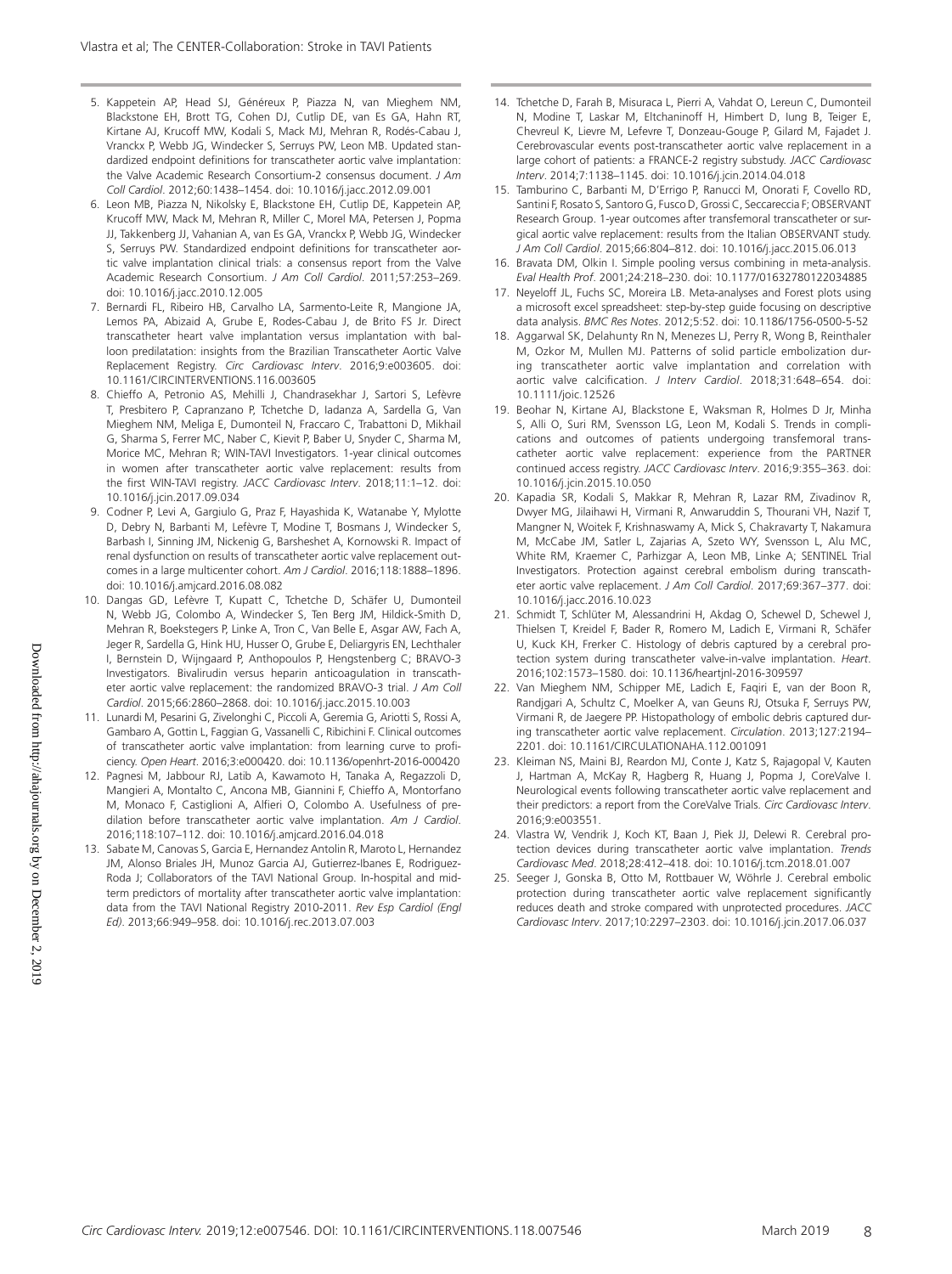5. Kappetein AP, Head SJ, Généreux P, Piazza N, van Mieghem NM, Blackstone EH, Brott TG, Cohen DJ, Cutlip DE, van Es GA, Hahn RT, Kirtane AJ, Krucoff MW, Kodali S, Mack MJ, Mehran R, Rodés-Cabau J, Vranckx P, Webb JG, Windecker S, Serruys PW, Leon MB. Updated standardized endpoint definitions for transcatheter aortic valve implantation: the Valve Academic Research Consortium-2 consensus document. *J Am Coll Cardiol*. 2012;60:1438–1454. doi: 10.1016/j.jacc.2012.09.001
6. Leon MB, Piazza N, Nikolsky E, Blackstone EH, Cutlip DE, Kappetein AP, Krucoff MW, Mack M, Mehran R, Miller C, Morel MA, Petersen J, Popma JJ, Takkenberg JJ, Vahanian A, van Es GA, Vranckx P, Webb JG, Windecker S, Serruys PW. Standardized endpoint definitions for transcatheter aortic valve implantation clinical trials: a consensus report from the Valve Academic Research Consortium. *J Am Coll Cardiol*. 2011;57:253–269. doi: 10.1016/j.jacc.2010.12.005
7. Bernardi FL, Ribeiro HB, Carvalho LA, Sarmento-Leite R, Mangione JA, Lemos PA, Abizaid A, Grube E, Rodes-Cabau J, de Brito FS Jr. Direct transcatheter heart valve implantation versus implantation with balloon predilatation: insights from the Brazilian Transcatheter Aortic Valve Replacement Registry. *Circ Cardiovasc Interv*. 2016;9:e003605. doi: 10.1161/CIRCINTERVENTIONS.116.003605
8. Chieffo A, Petronio AS, Mehilli J, Chandrasekhar J, Sartori S, Lefèvre T, Presbitero P, Capranzano P, Tchetche D, Iadanza A, Sardella G, Van Mieghem NM, Meliga E, Dumonteil N, Fraccaro C, Trabattoni D, Mikhail G, Sharma S, Ferrer MC, Naber C, Kievit P, Baber U, Snyder C, Sharma M, Morice MC, Mehran R; WIN-TAVI Investigators. 1-year clinical outcomes in women after transcatheter aortic valve replacement: results from the first WIN-TAVI registry. *JACC Cardiovasc Interv*. 2018;11:1–12. doi: 10.1016/j.jcin.2017.09.034
9. Codner P, Levi A, Gargiulo G, Praz F, Hayashida K, Watanabe Y, Mylotte D, Debry N, Barbanti M, Lefèvre T, Modine T, Bosmans J, Windecker S, Barbash I, Sinning JM, Nickenig G, Barsheshet A, Kornowski R. Impact of renal dysfunction on results of transcatheter aortic valve replacement outcomes in a large multicenter cohort. *Am J Cardiol*. 2016;118:1888–1896. doi: 10.1016/j.amjcard.2016.08.082
10. Dangas GD, Lefèvre T, Kupatt C, Tchetche D, Schäfer U, Dumonteil N, Webb JG, Colombo A, Windecker S, Ten Berg JM, Hildick-Smith D, Mehran R, Boekstegers P, Linke A, Tron C, Van Belle E, Asgar AW, Fach A, Jeger R, Sardella G, Hink HU, Husser O, Grube E, Deliargyris EN, Lechthaler I, Bernstein D, Wijngaard P, Anthopoulos P, Hengstenberg C; BRAVO-3 Investigators. Bivalirudin versus heparin anticoagulation in transcatheter aortic valve replacement: the randomized BRAVO-3 trial. *J Am Coll Cardiol*. 2015;66:2860–2868. doi: 10.1016/j.jacc.2015.10.003
11. Lunardi M, Pesarini G, Zivelonghi C, Piccoli A, Geremia G, Ariotti S, Rossi A, Gambaro A, Gottin L, Faggian G, Vassanelli C, Ribichini F. Clinical outcomes of transcatheter aortic valve implantation: from learning curve to proficiency. *Open Heart*. 2016;3:e000420. doi: 10.1136/openhrt-2016-000420
12. Pagnesi M, Jabbour RJ, Latib A, Kawamoto H, Tanaka A, Regazzoli D, Mangieri A, Montalto C, Ancona MB, Giannini F, Chieffo A, Montorfano M, Monaco F, Castiglioni A, Alfieri O, Colombo A. Usefulness of predilation before transcatheter aortic valve implantation. *Am J Cardiol*. 2016;118:107–112. doi: 10.1016/j.amjcard.2016.04.018
13. Sabate M, Canovas S, Garcia E, Hernandez Antolin R, Maroto L, Hernandez JM, Alonso Briales JH, Munoz Garcia AJ, Gutierrez-Ibanes E, Rodriguez-Roda J; Collaborators of the TAVI National Group. In-hospital and midterm predictors of mortality after transcatheter aortic valve implantation: data from the TAVI National Registry 2010-2011. *Rev Esp Cardiol (Engl Ed)*. 2013;66:949–958. doi: 10.1016/j.rec.2013.07.003
14. Tchetche D, Farah B, Misuraca L, Pierri A, Vahdat O, Lereun C, Dumonteil N, Modine T, Laskar M, Eltchaninoff H, Himbert D, Iung B, Teiger E, Chevreul K, Lievre M, Lefevre T, Donzeau-Gouge P, Gilard M, Fajadet J. Cerebrovascular events post-transcatheter aortic valve replacement in a large cohort of patients: a FRANCE-2 registry substudy. *JACC Cardiovasc Interv*. 2014;7:1138–1145. doi: 10.1016/j.jcin.2014.04.018
15. Tamburino C, Barbanti M, D'Errigo P, Ranucci M, Onorati F, Covello RD, Santini F, Rosato S, Santoro G, Fusco D, Grossi C, Seccareccia F; OBSERVANT Research Group. 1-year outcomes after transfemoral transcatheter or surgical aortic valve replacement: results from the Italian OBSERVANT study. *J Am Coll Cardiol*. 2015;66:804–812. doi: 10.1016/j.jacc.2015.06.013
16. Bravata DM, Olkin I. Simple pooling versus combining in meta-analysis. *Eval Health Prof*. 2001;24:218–230. doi: 10.1177/01632780122034885
17. Neyeloff JL, Fuchs SC, Moreira LB. Meta-analyses and Forest plots using a microsoft excel spreadsheet: step-by-step guide focusing on descriptive data analysis. *BMC Res Notes*. 2012;5:52. doi: 10.1186/1756-0500-5-52
18. Aggarwal SK, Delahunty Rn N, Menezes LJ, Perry R, Wong B, Reinthaler M, Ozkor M, Mullen MJ. Patterns of solid particle embolization during transcatheter aortic valve implantation and correlation with aortic valve calcification. *J Interv Cardiol*. 2018;31:648–654. doi: 10.1111/joic.12526
19. Beohar N, Kirtane AJ, Blackstone E, Waksman R, Holmes D Jr, Minha S, Alli O, Suri RM, Svensson LG, Leon M, Kodali S. Trends in complications and outcomes of patients undergoing transfemoral transcatheter aortic valve replacement: experience from the PARTNER continued access registry. *JACC Cardiovasc Interv*. 2016;9:355–363. doi: 10.1016/j.jcin.2015.10.050
20. Kapadia SR, Kodali S, Makkar R, Mehran R, Lazar RM, Zivadinov R, Dwyer MG, Jilaihawi H, Virmani R, Anwaruddin S, Thourani VH, Nazif T, Mangner N, Woitek F, Krishnaswamy A, Mick S, Chakravarty T, Nakamura M, McCabe JM, Satler L, Zajarias A, Szeto WY, Svensson L, Alu MC, White RM, Kraemer C, Parhizgar A, Leon MB, Linke A; SENTINEL Trial Investigators. Protection against cerebral embolism during transcatheter aortic valve replacement. *J Am Coll Cardiol*. 2017;69:367–377. doi: 10.1016/j.jacc.2016.10.023
21. Schmidt T, Schlüter M, Alessandrini H, Akdag O, Schewel D, Schewel J, Thielsen T, Kreidel F, Bader R, Romero M, Ladich E, Virmani R, Schäfer U, Kuck KH, Frerker C. Histology of debris captured by a cerebral protection system during transcatheter valve-in-valve implantation. *Heart*. 2016;102:1573–1580. doi: 10.1136/heartjnl-2016-309597
22. Van Mieghem NM, Schipper ME, Ladich E, Faqiri E, van der Boon R, Randjgari A, Schultz C, Moelker A, van Geuns RJ, Otsuka F, Serruys PW, Virmani R, de Jaegere PP. Histopathology of embolic debris captured during transcatheter aortic valve replacement. *Circulation*. 2013;127:2194–2201. doi: 10.1161/CIRCULATIONAHA.112.001091
23. Kleiman NS, Maini BJ, Reardon MJ, Conte J, Katz S, Rajagopal V, Kauten J, Hartman A, McKay R, Hagberg R, Huang J, Popma J, CoreValve I. Neurological events following transcatheter aortic valve replacement and their predictors: a report from the CoreValve Trials. *Circ Cardiovasc Interv*. 2016;9:e003551.
24. Vlastra W, Vendrik J, Koch KT, Baan J, Piek JJ, Delewi R. Cerebral protection devices during transcatheter aortic valve implantation. *Trends Cardiovasc Med*. 2018;28:412–418. doi: 10.1016/j.tcm.2018.01.007
25. Seeger J, Gonska B, Otto M, Rottbauer W, Wöhrle J. Cerebral embolic protection during transcatheter aortic valve replacement significantly reduces death and stroke compared with unprotected procedures. *JACC Cardiovasc Interv*. 2017;10:2297–2303. doi: 10.1016/j.jcin.2017.06.037